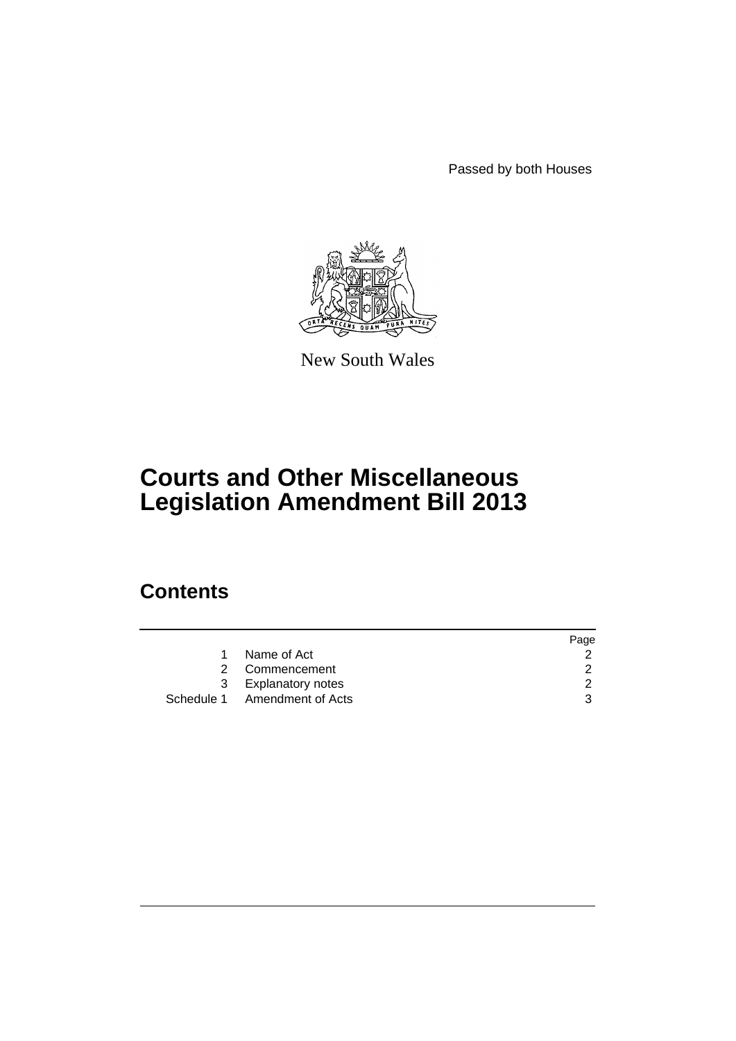Passed by both Houses

New South Wales

# Courts and Other Miscellaneous Legislation Amendment Bill 2013

## Contents

| | | Page |
|---|---|---|
| 1 | Name of Act | 2 |
| 2 | Commencement | 2 |
| 3 | Explanatory notes | 2 |
| Schedule 1 | Amendment of Acts | 3 |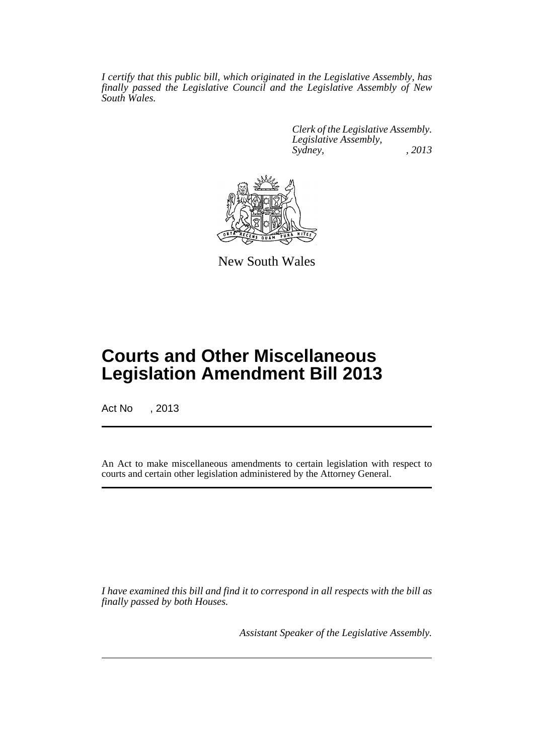*I certify that this public bill, which originated in the Legislative Assembly, has finally passed the Legislative Council and the Legislative Assembly of New South Wales.*

*Clerk of the Legislative Assembly.*
*Legislative Assembly,*
*Sydney, , 2013*

New South Wales

# Courts and Other Miscellaneous Legislation Amendment Bill 2013

Act No , 2013

An Act to make miscellaneous amendments to certain legislation with respect to courts and certain other legislation administered by the Attorney General.

*I have examined this bill and find it to correspond in all respects with the bill as finally passed by both Houses.*

*Assistant Speaker of the Legislative Assembly.*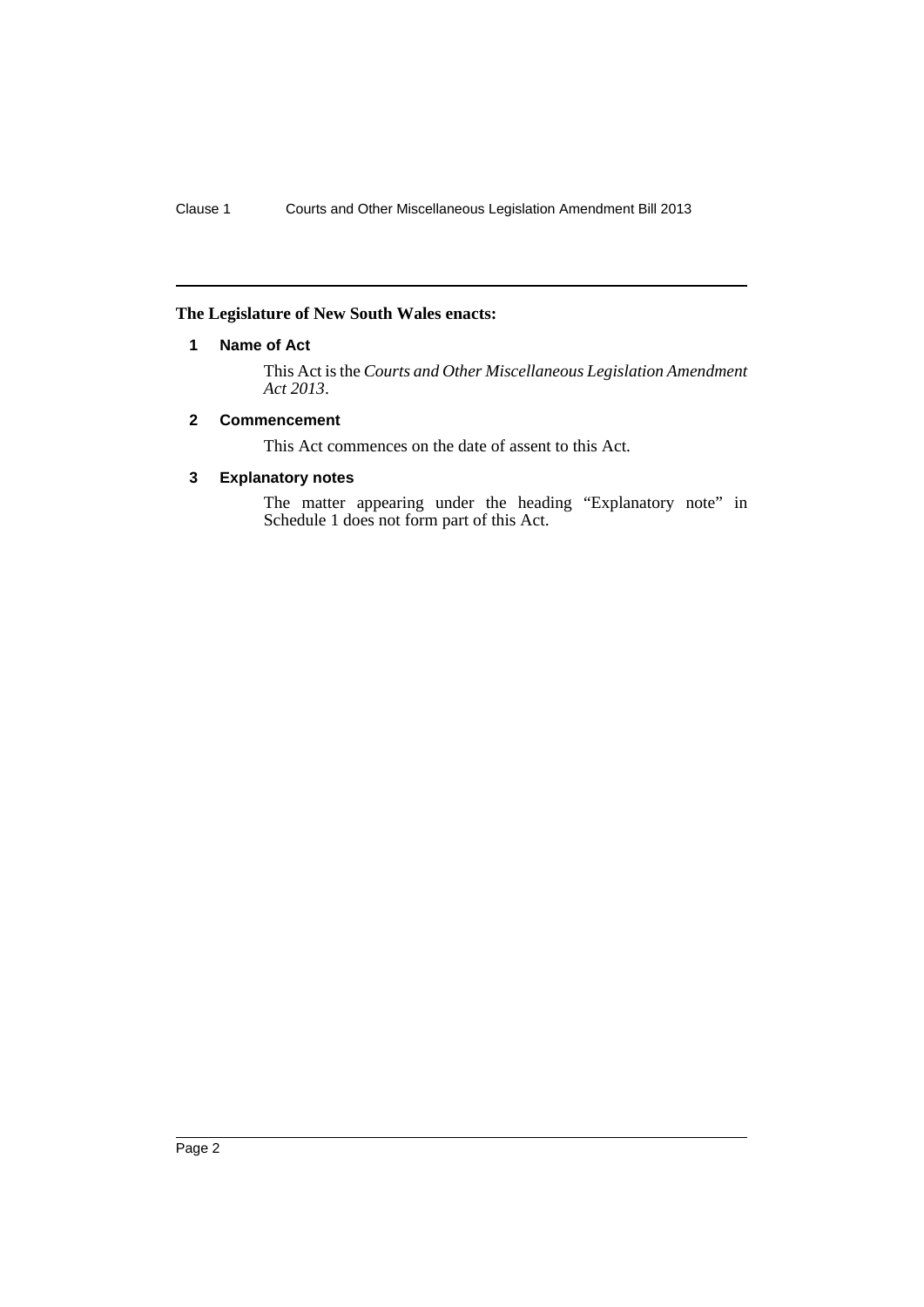**The Legislature of New South Wales enacts:**

### 1 Name of Act

This Act is the *Courts and Other Miscellaneous Legislation Amendment Act 2013*.

### 2 Commencement

This Act commences on the date of assent to this Act.

### 3 Explanatory notes

The matter appearing under the heading "Explanatory note" in Schedule 1 does not form part of this Act.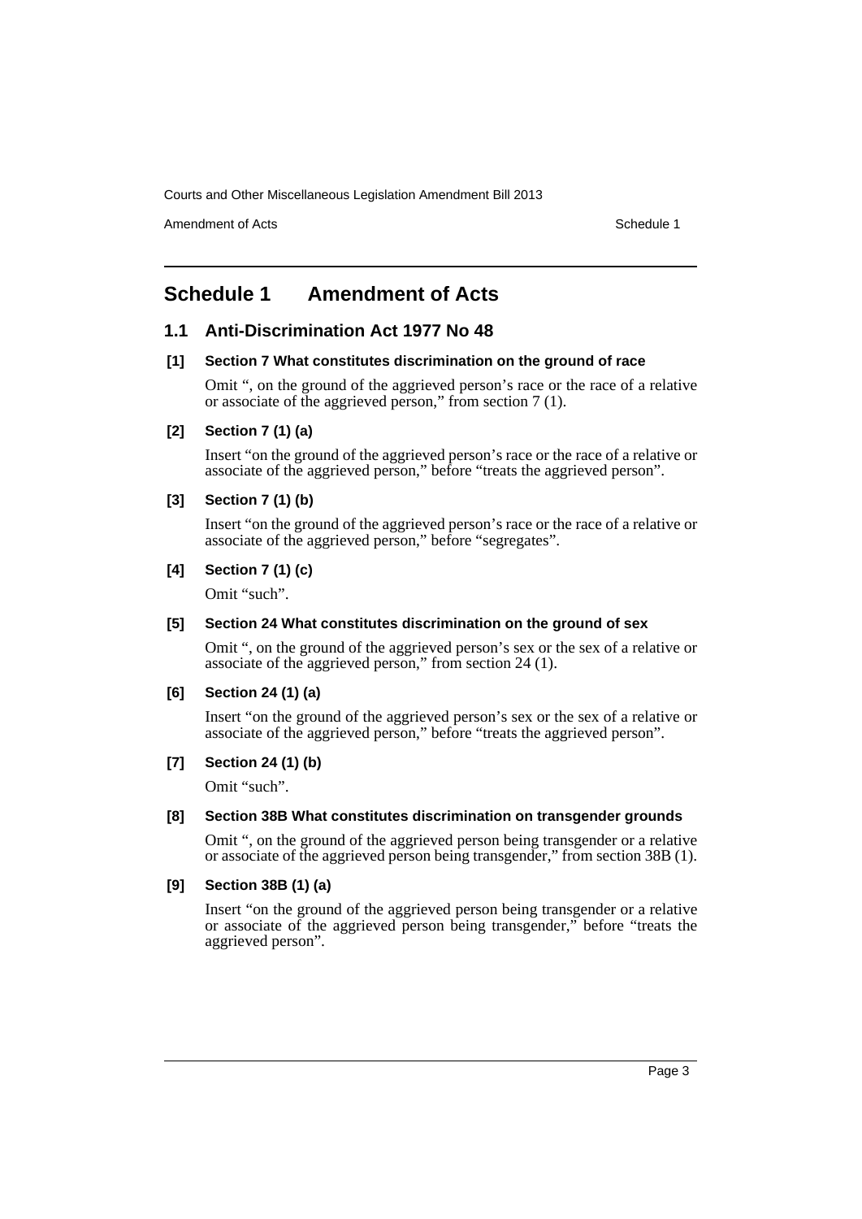# Schedule 1 Amendment of Acts

## 1.1 Anti-Discrimination Act 1977 No 48

### [1] Section 7 What constitutes discrimination on the ground of race

Omit ", on the ground of the aggrieved person's race or the race of a relative or associate of the aggrieved person," from section 7 (1).

### [2] Section 7 (1) (a)

Insert "on the ground of the aggrieved person's race or the race of a relative or associate of the aggrieved person," before "treats the aggrieved person".

### [3] Section 7 (1) (b)

Insert "on the ground of the aggrieved person's race or the race of a relative or associate of the aggrieved person," before "segregates".

### [4] Section 7 (1) (c)

Omit "such".

### [5] Section 24 What constitutes discrimination on the ground of sex

Omit ", on the ground of the aggrieved person's sex or the sex of a relative or associate of the aggrieved person," from section 24 (1).

### [6] Section 24 (1) (a)

Insert "on the ground of the aggrieved person's sex or the sex of a relative or associate of the aggrieved person," before "treats the aggrieved person".

### [7] Section 24 (1) (b)

Omit "such".

### [8] Section 38B What constitutes discrimination on transgender grounds

Omit ", on the ground of the aggrieved person being transgender or a relative or associate of the aggrieved person being transgender," from section 38B (1).

### [9] Section 38B (1) (a)

Insert "on the ground of the aggrieved person being transgender or a relative or associate of the aggrieved person being transgender," before "treats the aggrieved person".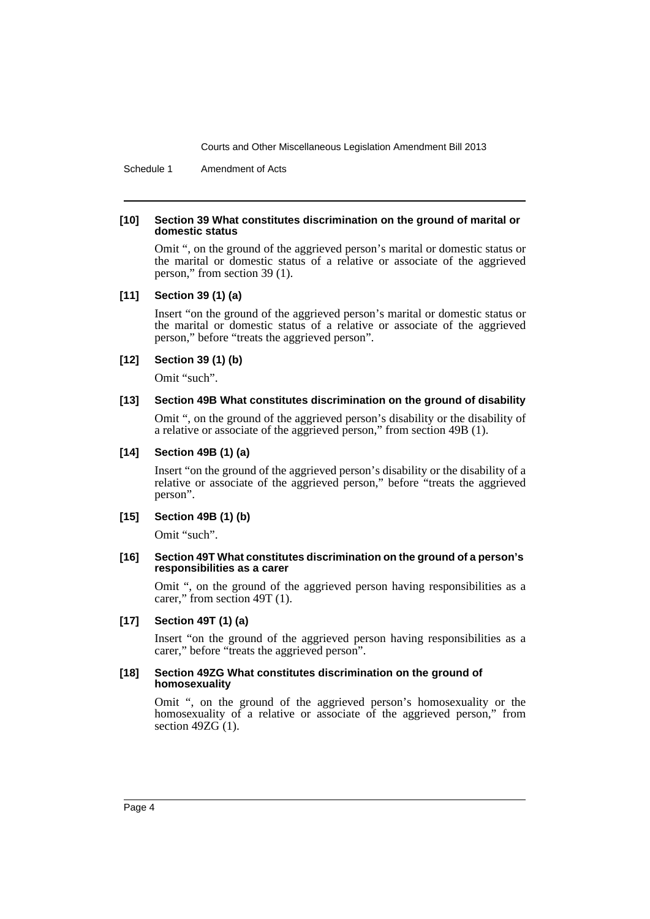**[10] Section 39 What constitutes discrimination on the ground of marital or domestic status**

Omit ", on the ground of the aggrieved person's marital or domestic status or the marital or domestic status of a relative or associate of the aggrieved person," from section 39 (1).

**[11] Section 39 (1) (a)**

Insert "on the ground of the aggrieved person's marital or domestic status or the marital or domestic status of a relative or associate of the aggrieved person," before "treats the aggrieved person".

**[12] Section 39 (1) (b)**

Omit "such".

**[13] Section 49B What constitutes discrimination on the ground of disability**

Omit ", on the ground of the aggrieved person's disability or the disability of a relative or associate of the aggrieved person," from section 49B (1).

**[14] Section 49B (1) (a)**

Insert "on the ground of the aggrieved person's disability or the disability of a relative or associate of the aggrieved person," before "treats the aggrieved person".

**[15] Section 49B (1) (b)**

Omit "such".

**[16] Section 49T What constitutes discrimination on the ground of a person's responsibilities as a carer**

Omit ", on the ground of the aggrieved person having responsibilities as a carer," from section 49T (1).

**[17] Section 49T (1) (a)**

Insert "on the ground of the aggrieved person having responsibilities as a carer," before "treats the aggrieved person".

**[18] Section 49ZG What constitutes discrimination on the ground of homosexuality**

Omit ", on the ground of the aggrieved person's homosexuality or the homosexuality of a relative or associate of the aggrieved person," from section 49ZG (1).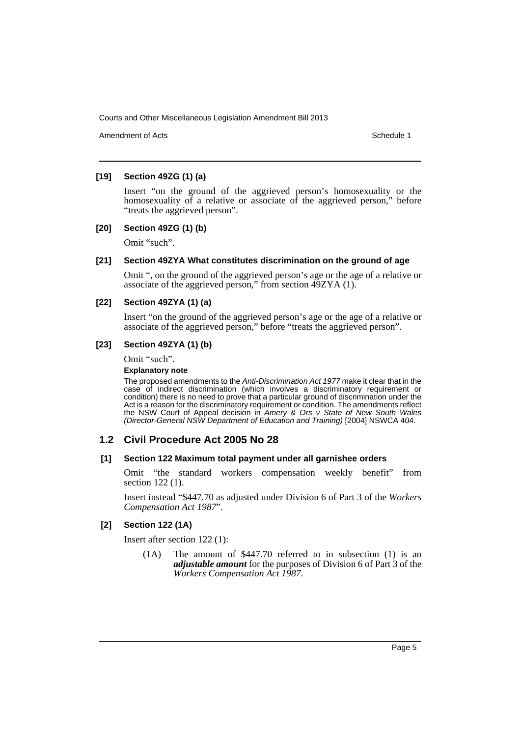**[19] Section 49ZG (1) (a)**

Insert "on the ground of the aggrieved person's homosexuality or the homosexuality of a relative or associate of the aggrieved person," before "treats the aggrieved person".

**[20] Section 49ZG (1) (b)**

Omit "such".

**[21] Section 49ZYA What constitutes discrimination on the ground of age**

Omit ", on the ground of the aggrieved person's age or the age of a relative or associate of the aggrieved person," from section 49ZYA (1).

**[22] Section 49ZYA (1) (a)**

Insert "on the ground of the aggrieved person's age or the age of a relative or associate of the aggrieved person," before "treats the aggrieved person".

**[23] Section 49ZYA (1) (b)**

Omit "such".

**Explanatory note**

The proposed amendments to the *Anti-Discrimination Act 1977* make it clear that in the case of indirect discrimination (which involves a discriminatory requirement or condition) there is no need to prove that a particular ground of discrimination under the Act is a reason for the discriminatory requirement or condition. The amendments reflect the NSW Court of Appeal decision in *Amery & Ors v State of New South Wales (Director-General NSW Department of Education and Training)* [2004] NSWCA 404.

## 1.2 Civil Procedure Act 2005 No 28

**[1] Section 122 Maximum total payment under all garnishee orders**

Omit "the standard workers compensation weekly benefit" from section 122 (1).

Insert instead "$447.70 as adjusted under Division 6 of Part 3 of the *Workers Compensation Act 1987*".

**[2] Section 122 (1A)**

Insert after section 122 (1):

(1A) The amount of $447.70 referred to in subsection (1) is an ***adjustable amount*** for the purposes of Division 6 of Part 3 of the *Workers Compensation Act 1987*.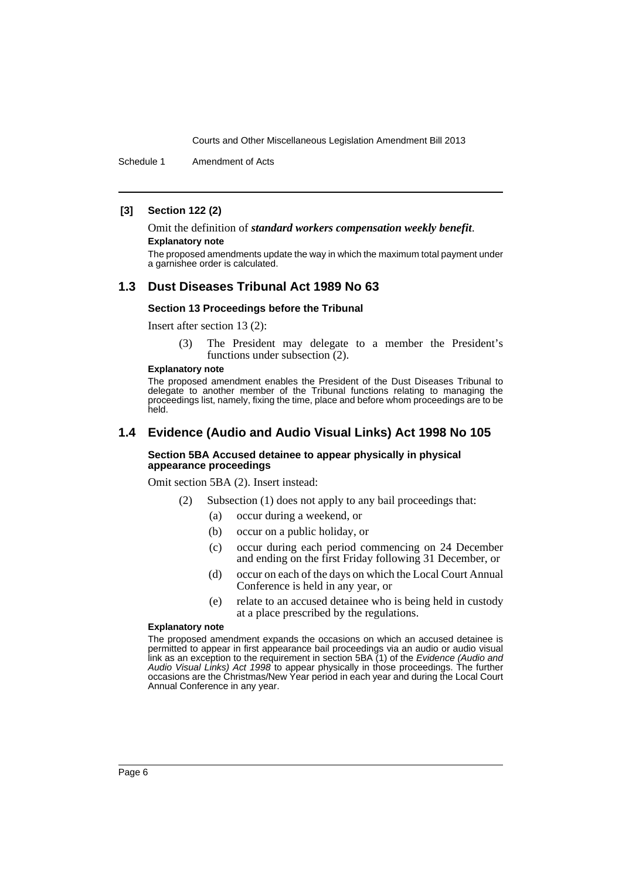**[3] Section 122 (2)**

Omit the definition of ***standard workers compensation weekly benefit***.

**Explanatory note**

The proposed amendments update the way in which the maximum total payment under a garnishee order is calculated.

## 1.3 Dust Diseases Tribunal Act 1989 No 63

### Section 13 Proceedings before the Tribunal

Insert after section 13 (2):

(3) The President may delegate to a member the President's functions under subsection (2).

**Explanatory note**

The proposed amendment enables the President of the Dust Diseases Tribunal to delegate to another member of the Tribunal functions relating to managing the proceedings list, namely, fixing the time, place and before whom proceedings are to be held.

## 1.4 Evidence (Audio and Audio Visual Links) Act 1998 No 105

### Section 5BA Accused detainee to appear physically in physical appearance proceedings

Omit section 5BA (2). Insert instead:

(2) Subsection (1) does not apply to any bail proceedings that:

- (a) occur during a weekend, or
- (b) occur on a public holiday, or
- (c) occur during each period commencing on 24 December and ending on the first Friday following 31 December, or
- (d) occur on each of the days on which the Local Court Annual Conference is held in any year, or
- (e) relate to an accused detainee who is being held in custody at a place prescribed by the regulations.

**Explanatory note**

The proposed amendment expands the occasions on which an accused detainee is permitted to appear in first appearance bail proceedings via an audio or audio visual link as an exception to the requirement in section 5BA (1) of the *Evidence (Audio and Audio Visual Links) Act 1998* to appear physically in those proceedings. The further occasions are the Christmas/New Year period in each year and during the Local Court Annual Conference in any year.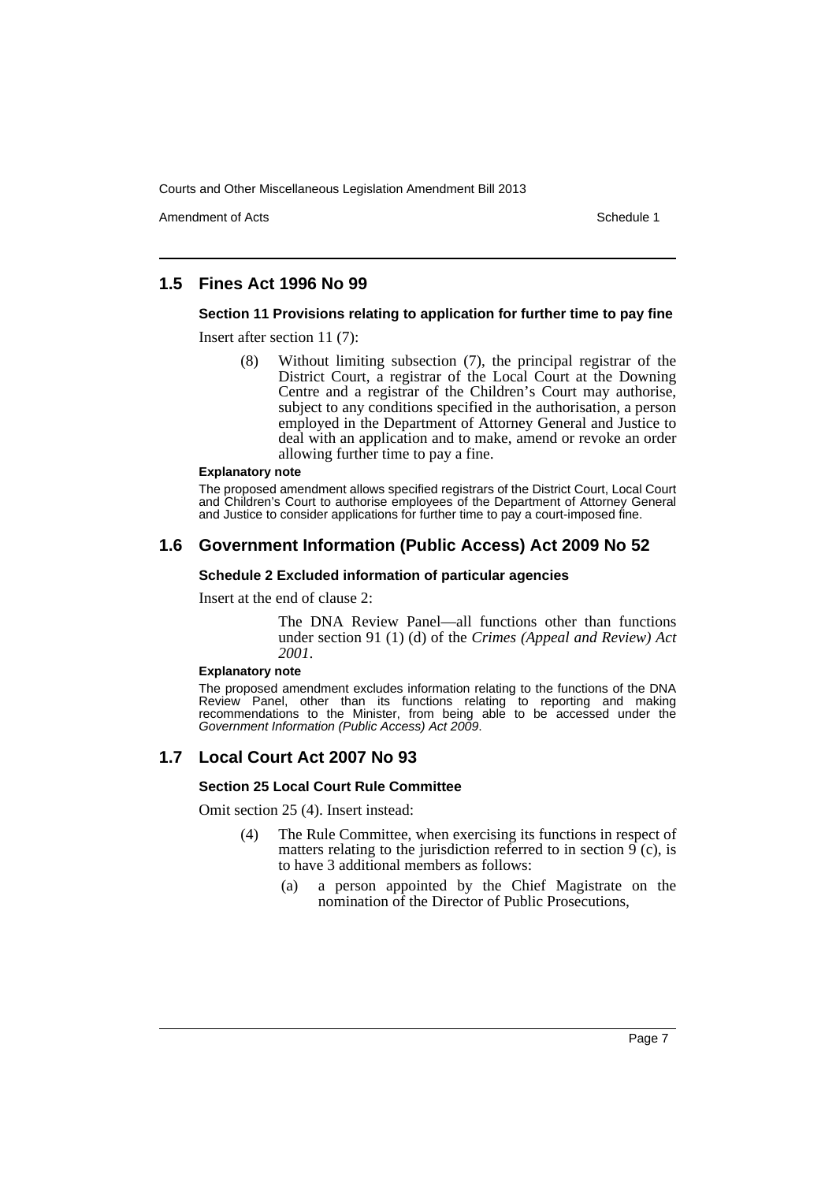## 1.5 Fines Act 1996 No 99

### Section 11 Provisions relating to application for further time to pay fine

Insert after section 11 (7):

> (8) Without limiting subsection (7), the principal registrar of the District Court, a registrar of the Local Court at the Downing Centre and a registrar of the Children's Court may authorise, subject to any conditions specified in the authorisation, a person employed in the Department of Attorney General and Justice to deal with an application and to make, amend or revoke an order allowing further time to pay a fine.

**Explanatory note**

The proposed amendment allows specified registrars of the District Court, Local Court and Children's Court to authorise employees of the Department of Attorney General and Justice to consider applications for further time to pay a court-imposed fine.

## 1.6 Government Information (Public Access) Act 2009 No 52

### Schedule 2 Excluded information of particular agencies

Insert at the end of clause 2:

> The DNA Review Panel—all functions other than functions under section 91 (1) (d) of the *Crimes (Appeal and Review) Act 2001*.

**Explanatory note**

The proposed amendment excludes information relating to the functions of the DNA Review Panel, other than its functions relating to reporting and making recommendations to the Minister, from being able to be accessed under the *Government Information (Public Access) Act 2009*.

## 1.7 Local Court Act 2007 No 93

### Section 25 Local Court Rule Committee

Omit section 25 (4). Insert instead:

> (4) The Rule Committee, when exercising its functions in respect of matters relating to the jurisdiction referred to in section 9 (c), is to have 3 additional members as follows:
>
> (a) a person appointed by the Chief Magistrate on the nomination of the Director of Public Prosecutions,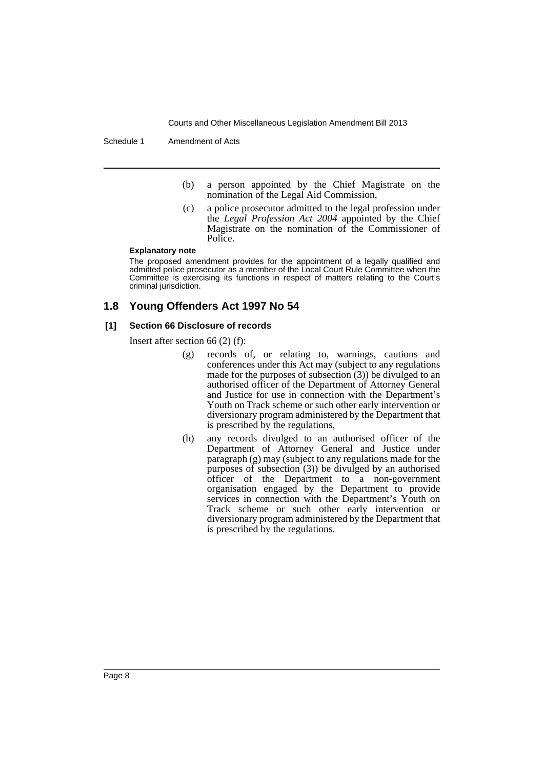(b) a person appointed by the Chief Magistrate on the nomination of the Legal Aid Commission,

(c) a police prosecutor admitted to the legal profession under the *Legal Profession Act 2004* appointed by the Chief Magistrate on the nomination of the Commissioner of Police.

**Explanatory note**

The proposed amendment provides for the appointment of a legally qualified and admitted police prosecutor as a member of the Local Court Rule Committee when the Committee is exercising its functions in respect of matters relating to the Court's criminal jurisdiction.

## 1.8 Young Offenders Act 1997 No 54

### [1] Section 66 Disclosure of records

Insert after section 66 (2) (f):

(g) records of, or relating to, warnings, cautions and conferences under this Act may (subject to any regulations made for the purposes of subsection (3)) be divulged to an authorised officer of the Department of Attorney General and Justice for use in connection with the Department's Youth on Track scheme or such other early intervention or diversionary program administered by the Department that is prescribed by the regulations,

(h) any records divulged to an authorised officer of the Department of Attorney General and Justice under paragraph (g) may (subject to any regulations made for the purposes of subsection (3)) be divulged by an authorised officer of the Department to a non-government organisation engaged by the Department to provide services in connection with the Department's Youth on Track scheme or such other early intervention or diversionary program administered by the Department that is prescribed by the regulations.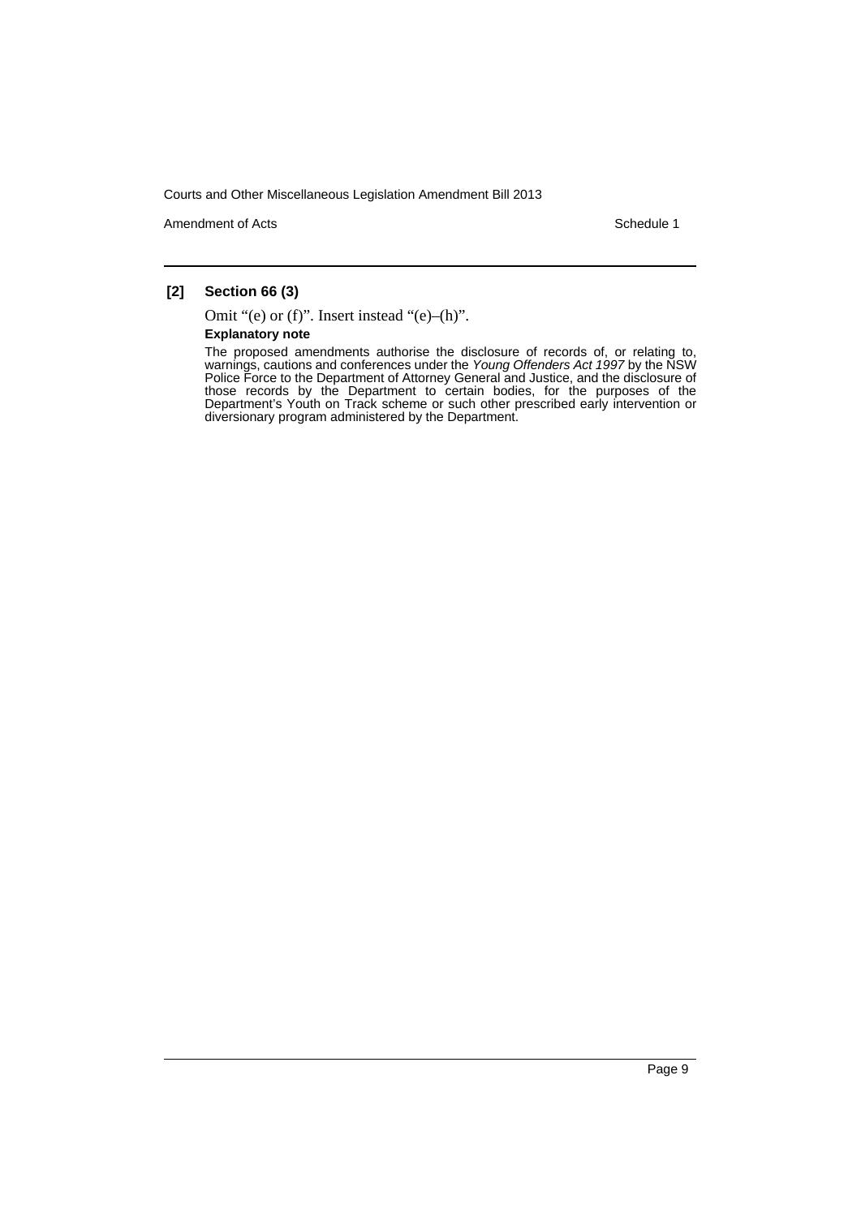**[2] Section 66 (3)**

Omit "(e) or (f)". Insert instead "(e)–(h)".

**Explanatory note**

The proposed amendments authorise the disclosure of records of, or relating to, warnings, cautions and conferences under the *Young Offenders Act 1997* by the NSW Police Force to the Department of Attorney General and Justice, and the disclosure of those records by the Department to certain bodies, for the purposes of the Department's Youth on Track scheme or such other prescribed early intervention or diversionary program administered by the Department.